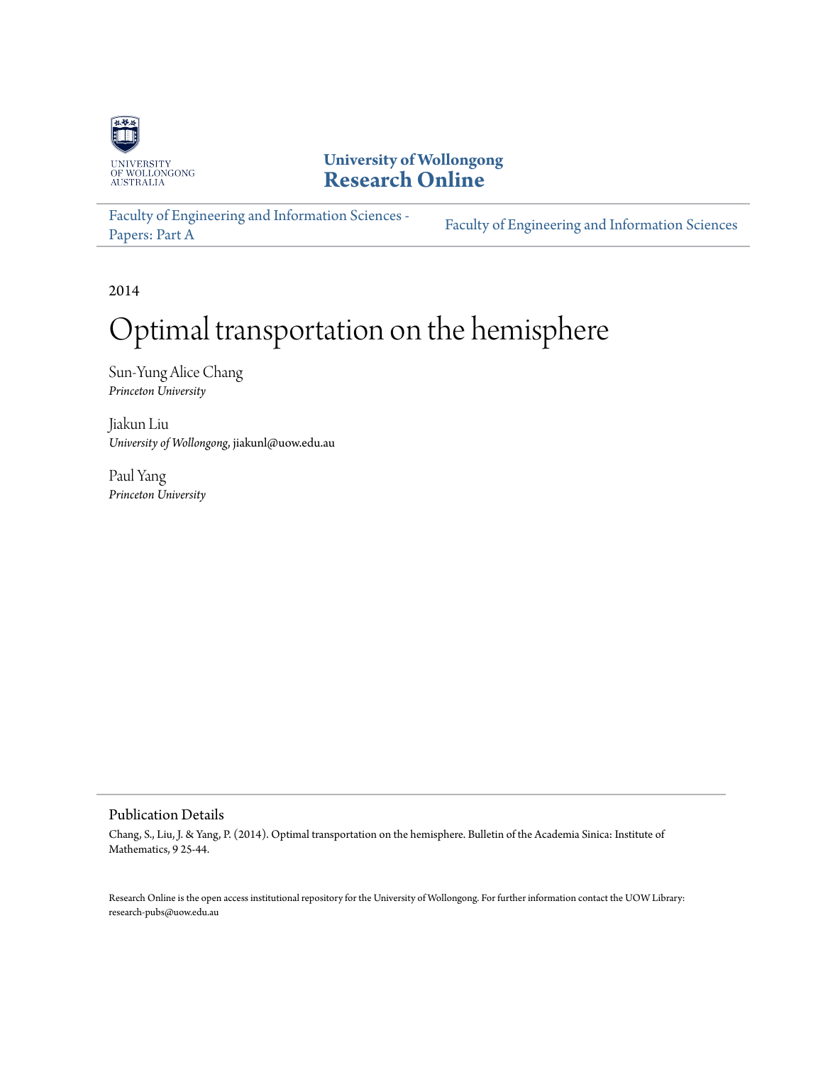University of Wollongong
**Research Online**

Faculty of Engineering and Information Sciences - Papers: Part A

Faculty of Engineering and Information Sciences

2014

# Optimal transportation on the hemisphere

Sun-Yung Alice Chang
*Princeton University*

Jiakun Liu
*University of Wollongong*, jiakunl@uow.edu.au

Paul Yang
*Princeton University*

## Publication Details

Chang, S., Liu, J. & Yang, P. (2014). Optimal transportation on the hemisphere. Bulletin of the Academia Sinica: Institute of Mathematics, 9 25-44.

Research Online is the open access institutional repository for the University of Wollongong. For further information contact the UOW Library: research-pubs@uow.edu.au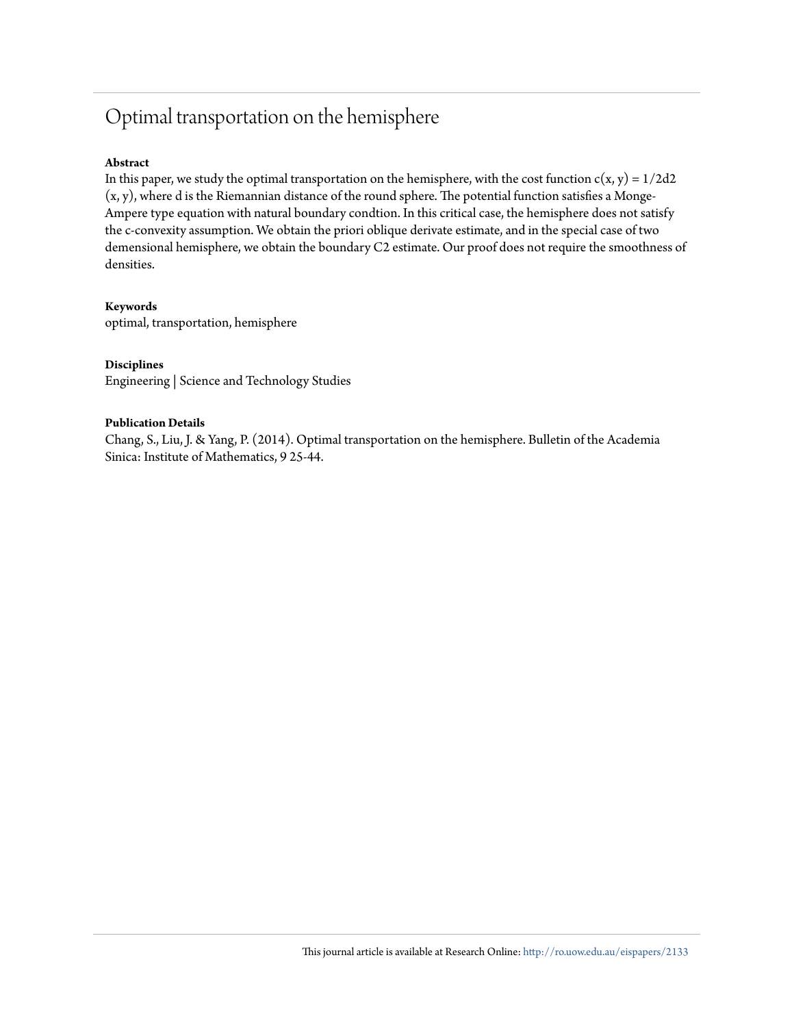# Optimal transportation on the hemisphere

**Abstract**

In this paper, we study the optimal transportation on the hemisphere, with the cost function $c(x, y) = 1/2d2 (x, y)$, where d is the Riemannian distance of the round sphere. The potential function satisfies a Monge-Ampere type equation with natural boundary condtion. In this critical case, the hemisphere does not satisfy the c-convexity assumption. We obtain the priori oblique derivate estimate, and in the special case of two demensional hemisphere, we obtain the boundary C2 estimate. Our proof does not require the smoothness of densities.

**Keywords**

optimal, transportation, hemisphere

**Disciplines**

Engineering | Science and Technology Studies

**Publication Details**

Chang, S., Liu, J. & Yang, P. (2014). Optimal transportation on the hemisphere. Bulletin of the Academia Sinica: Institute of Mathematics, 9 25-44.

This journal article is available at Research Online: http://ro.uow.edu.au/eispapers/2133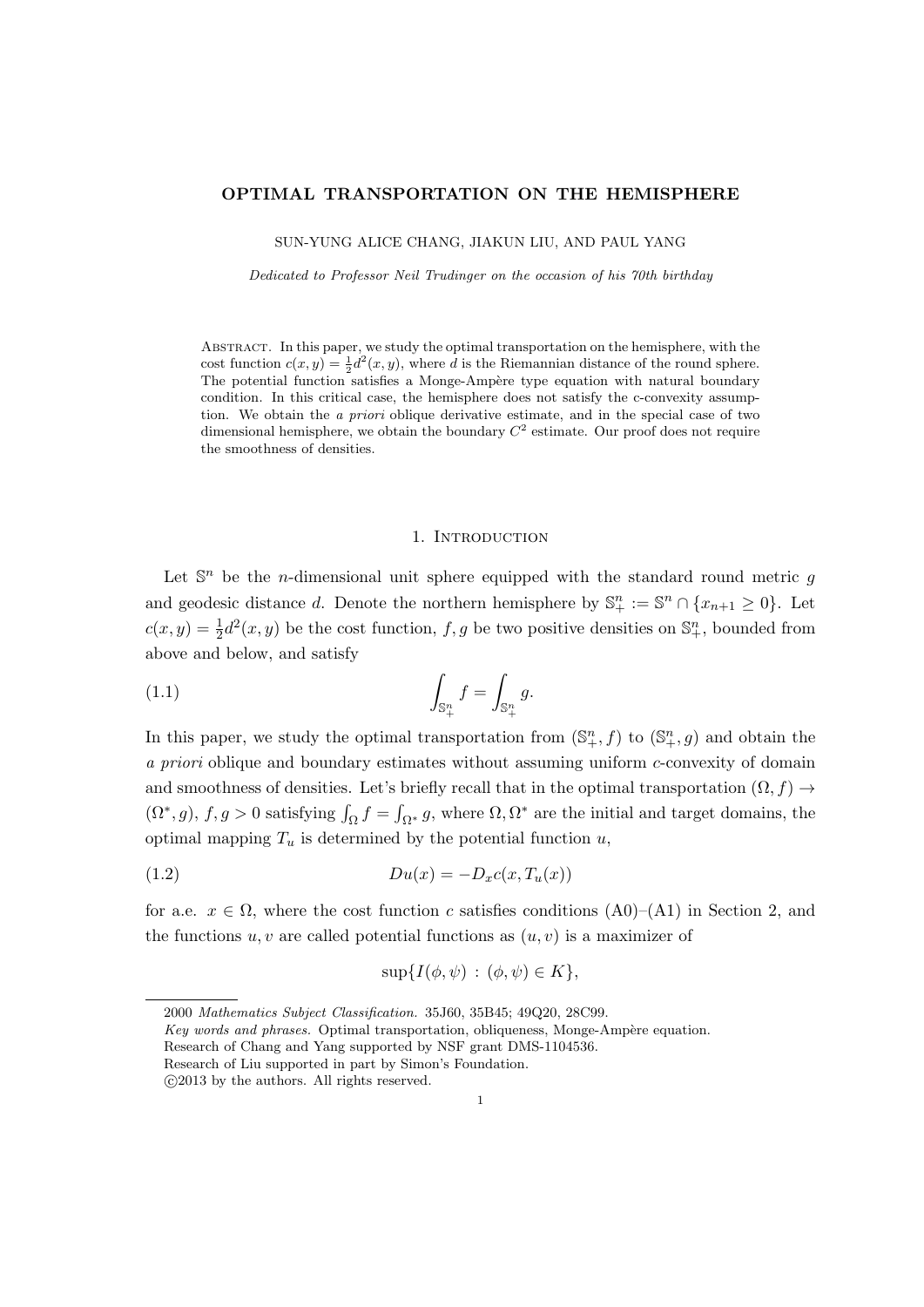# OPTIMAL TRANSPORTATION ON THE HEMISPHERE

SUN-YUNG ALICE CHANG, JIAKUN LIU, AND PAUL YANG

*Dedicated to Professor Neil Trudinger on the occasion of his 70th birthday*

Abstract. In this paper, we study the optimal transportation on the hemisphere, with the cost function $c(x, y) = \frac{1}{2}d^2(x, y)$, where $d$ is the Riemannian distance of the round sphere. The potential function satisfies a Monge-Ampère type equation with natural boundary condition. In this critical case, the hemisphere does not satisfy the c-convexity assumption. We obtain the *a priori* oblique derivative estimate, and in the special case of two dimensional hemisphere, we obtain the boundary $C^2$ estimate. Our proof does not require the smoothness of densities.

## 1. Introduction

Let $\mathbb{S}^n$ be the $n$-dimensional unit sphere equipped with the standard round metric $g$ and geodesic distance $d$. Denote the northern hemisphere by $\mathbb{S}^n_+ := \mathbb{S}^n \cap \{x_{n+1} \geq 0\}$. Let $c(x, y) = \frac{1}{2}d^2(x, y)$ be the cost function, $f, g$ be two positive densities on $\mathbb{S}^n_+$, bounded from above and below, and satisfy

$$\int_{\mathbb{S}^n_+} f = \int_{\mathbb{S}^n_+} g. \tag{1.1}$$

In this paper, we study the optimal transportation from $(\mathbb{S}^n_+, f)$ to $(\mathbb{S}^n_+, g)$ and obtain the *a priori* oblique and boundary estimates without assuming uniform $c$-convexity of domain and smoothness of densities. Let's briefly recall that in the optimal transportation $(\Omega, f) \to (\Omega^*, g)$, $f, g > 0$ satisfying $\int_\Omega f = \int_{\Omega^*} g$, where $\Omega, \Omega^*$ are the initial and target domains, the optimal mapping $T_u$ is determined by the potential function $u$,

$$Du(x) = -D_x c(x, T_u(x)) \tag{1.2}$$

for a.e. $x \in \Omega$, where the cost function $c$ satisfies conditions (A0)–(A1) in Section 2, and the functions $u, v$ are called potential functions as $(u, v)$ is a maximizer of

$$\sup\{I(\phi, \psi) : (\phi, \psi) \in K\},$$

---

2000 *Mathematics Subject Classification.* 35J60, 35B45; 49Q20, 28C99.

*Key words and phrases.* Optimal transportation, obliqueness, Monge-Ampère equation.

Research of Chang and Yang supported by NSF grant DMS-1104536.

Research of Liu supported in part by Simon's Foundation.

©2013 by the authors. All rights reserved.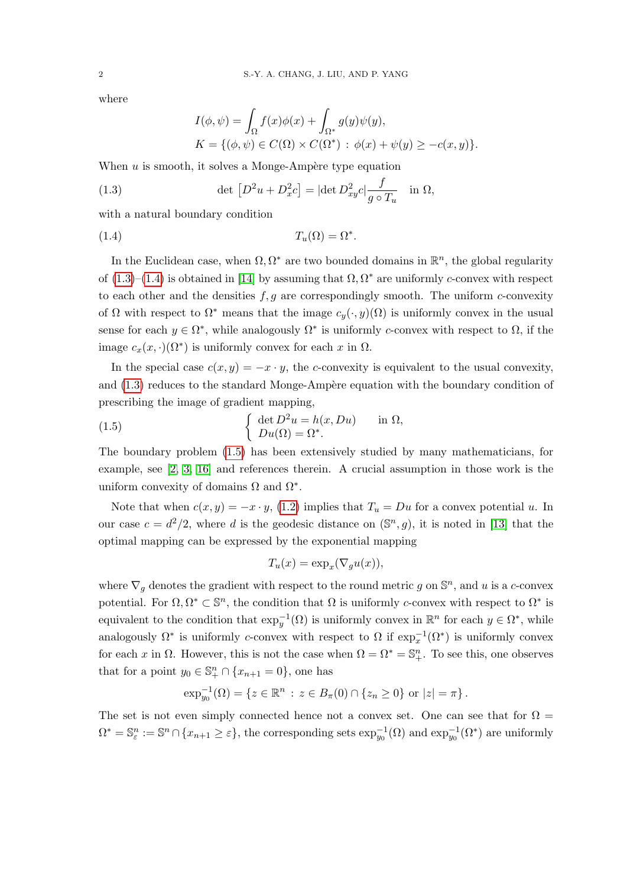where

$$
\begin{aligned}
I(\phi, \psi) &= \int_\Omega f(x)\phi(x) + \int_{\Omega^*} g(y)\psi(y), \\
K &= \{(\phi, \psi) \in C(\Omega) \times C(\Omega^*) \,:\, \phi(x) + \psi(y) \geq -c(x, y)\}.
\end{aligned}
$$

When $u$ is smooth, it solves a Monge-Ampère type equation

$$
\det\left[D^2 u + D_x^2 c\right] = |\det D_{xy}^2 c| \frac{f}{g \circ T_u} \quad \text{in } \Omega, \tag{1.3}
$$

with a natural boundary condition

$$
T_u(\Omega) = \Omega^*. \tag{1.4}
$$

In the Euclidean case, when $\Omega, \Omega^*$ are two bounded domains in $\mathbb{R}^n$, the global regularity of (1.3)–(1.4) is obtained in [14] by assuming that $\Omega, \Omega^*$ are uniformly $c$-convex with respect to each other and the densities $f, g$ are correspondingly smooth. The uniform $c$-convexity of $\Omega$ with respect to $\Omega^*$ means that the image $c_y(\cdot, y)(\Omega)$ is uniformly convex in the usual sense for each $y \in \Omega^*$, while analogously $\Omega^*$ is uniformly $c$-convex with respect to $\Omega$, if the image $c_x(x, \cdot)(\Omega^*)$ is uniformly convex for each $x$ in $\Omega$.

In the special case $c(x, y) = -x \cdot y$, the $c$-convexity is equivalent to the usual convexity, and (1.3) reduces to the standard Monge-Ampère equation with the boundary condition of prescribing the image of gradient mapping,

$$
\begin{cases}
\det D^2 u = h(x, Du) & \text{in } \Omega, \\
Du(\Omega) = \Omega^*.
\end{cases} \tag{1.5}
$$

The boundary problem (1.5) has been extensively studied by many mathematicians, for example, see [2, 3, 16] and references therein. A crucial assumption in those work is the uniform convexity of domains $\Omega$ and $\Omega^*$.

Note that when $c(x, y) = -x \cdot y$, (1.2) implies that $T_u = Du$ for a convex potential $u$. In our case $c = d^2/2$, where $d$ is the geodesic distance on $(\mathbb{S}^n, g)$, it is noted in [13] that the optimal mapping can be expressed by the exponential mapping

$$
T_u(x) = \exp_x(\nabla_g u(x)),
$$

where $\nabla_g$ denotes the gradient with respect to the round metric $g$ on $\mathbb{S}^n$, and $u$ is a $c$-convex potential. For $\Omega, \Omega^* \subset \mathbb{S}^n$, the condition that $\Omega$ is uniformly $c$-convex with respect to $\Omega^*$ is equivalent to the condition that $\exp_y^{-1}(\Omega)$ is uniformly convex in $\mathbb{R}^n$ for each $y \in \Omega^*$, while analogously $\Omega^*$ is uniformly $c$-convex with respect to $\Omega$ if $\exp_x^{-1}(\Omega^*)$ is uniformly convex for each $x$ in $\Omega$. However, this is not the case when $\Omega = \Omega^* = \mathbb{S}^n_+$. To see this, one observes that for a point $y_0 \in \mathbb{S}^n_+ \cap \{x_{n+1} = 0\}$, one has

$$
\exp_{y_0}^{-1}(\Omega) = \{z \in \mathbb{R}^n \,:\, z \in B_\pi(0) \cap \{z_n \geq 0\} \text{ or } |z| = \pi\}.
$$

The set is not even simply connected hence not a convex set. One can see that for $\Omega = \Omega^* = \mathbb{S}^n_\varepsilon := \mathbb{S}^n \cap \{x_{n+1} \geq \varepsilon\}$, the corresponding sets $\exp_{y_0}^{-1}(\Omega)$ and $\exp_{y_0}^{-1}(\Omega^*)$ are uniformly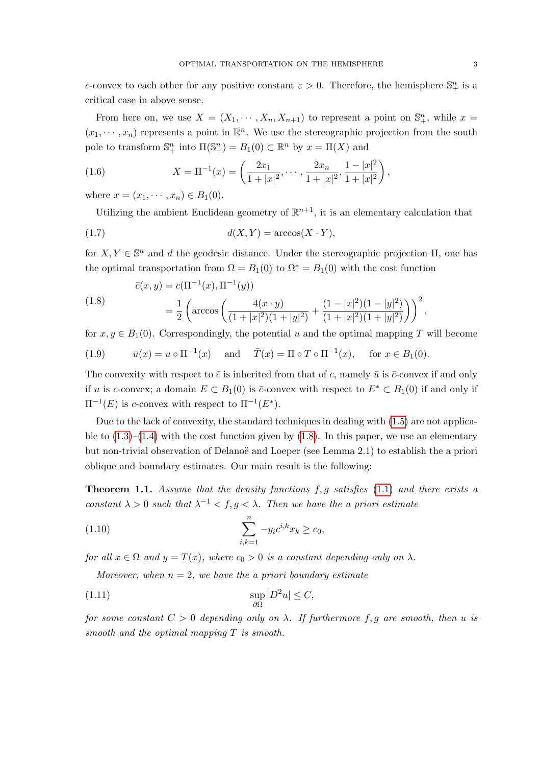$c$-convex to each other for any positive constant $\varepsilon > 0$. Therefore, the hemisphere $\mathbb{S}^n_+$ is a critical case in above sense.

From here on, we use $X = (X_1, \cdots, X_n, X_{n+1})$ to represent a point on $\mathbb{S}^n_+$, while $x = (x_1, \cdots, x_n)$ represents a point in $\mathbb{R}^n$. We use the stereographic projection from the south pole to transform $\mathbb{S}^n_+$ into $\Pi(\mathbb{S}^n_+) = B_1(0) \subset \mathbb{R}^n$ by $x = \Pi(X)$ and

$$X = \Pi^{-1}(x) = \left( \frac{2x_1}{1+|x|^2}, \cdots, \frac{2x_n}{1+|x|^2}, \frac{1-|x|^2}{1+|x|^2} \right), \tag{1.6}$$

where $x = (x_1, \cdots, x_n) \in B_1(0)$.

Utilizing the ambient Euclidean geometry of $\mathbb{R}^{n+1}$, it is an elementary calculation that

$$d(X, Y) = \arccos(X \cdot Y), \tag{1.7}$$

for $X, Y \in \mathbb{S}^n$ and $d$ the geodesic distance. Under the stereographic projection $\Pi$, one has the optimal transportation from $\Omega = B_1(0)$ to $\Omega^* = B_1(0)$ with the cost function

$$\begin{aligned} \bar{c}(x, y) &= c(\Pi^{-1}(x), \Pi^{-1}(y)) \\ &= \frac{1}{2} \left( \arccos\left( \frac{4(x \cdot y)}{(1+|x|^2)(1+|y|^2)} + \frac{(1-|x|^2)(1-|y|^2)}{(1+|x|^2)(1+|y|^2)} \right) \right)^2, \end{aligned} \tag{1.8}$$

for $x, y \in B_1(0)$. Correspondingly, the potential $u$ and the optimal mapping $T$ will become

$$\bar{u}(x) = u \circ \Pi^{-1}(x) \quad \text{and} \quad \bar{T}(x) = \Pi \circ T \circ \Pi^{-1}(x), \quad \text{for } x \in B_1(0). \tag{1.9}$$

The convexity with respect to $\bar{c}$ is inherited from that of $c$, namely $\bar{u}$ is $\bar{c}$-convex if and only if $u$ is $c$-convex; a domain $E \subset B_1(0)$ is $\bar{c}$-convex with respect to $E^* \subset B_1(0)$ if and only if $\Pi^{-1}(E)$ is $c$-convex with respect to $\Pi^{-1}(E^*)$.

Due to the lack of convexity, the standard techniques in dealing with (1.5) are not applicable to (1.3)–(1.4) with the cost function given by (1.8). In this paper, we use an elementary but non-trivial observation of Delanoë and Loeper (see Lemma 2.1) to establish the a priori oblique and boundary estimates. Our main result is the following:

**Theorem 1.1.** *Assume that the density functions $f, g$ satisfies (1.1) and there exists a constant $\lambda > 0$ such that $\lambda^{-1} < f, g < \lambda$. Then we have the a priori estimate*

$$\sum_{i,k=1}^{n} -y_i c^{i,k} x_k \geq c_0, \tag{1.10}$$

*for all $x \in \Omega$ and $y = T(x)$, where $c_0 > 0$ is a constant depending only on $\lambda$.*

*Moreover, when $n = 2$, we have the a priori boundary estimate*

$$\sup_{\partial\Omega} |D^2 u| \leq C, \tag{1.11}$$

*for some constant $C > 0$ depending only on $\lambda$. If furthermore $f, g$ are smooth, then $u$ is smooth and the optimal mapping $T$ is smooth.*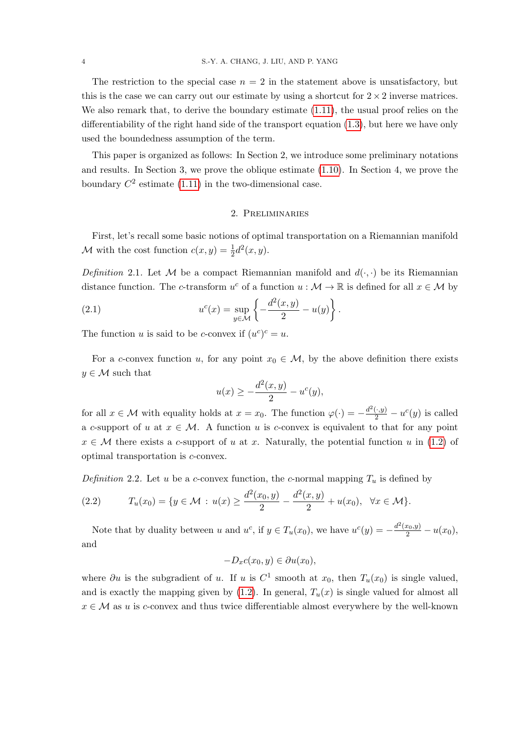The restriction to the special case $n = 2$ in the statement above is unsatisfactory, but this is the case we can carry out our estimate by using a shortcut for $2 \times 2$ inverse matrices. We also remark that, to derive the boundary estimate (1.11), the usual proof relies on the differentiability of the right hand side of the transport equation (1.3), but here we have only used the boundedness assumption of the term.

This paper is organized as follows: In Section 2, we introduce some preliminary notations and results. In Section 3, we prove the oblique estimate (1.10). In Section 4, we prove the boundary $C^2$ estimate (1.11) in the two-dimensional case.

## 2. Preliminaries

First, let's recall some basic notions of optimal transportation on a Riemannian manifold $\mathcal{M}$ with the cost function $c(x, y) = \frac{1}{2}d^2(x, y)$.

*Definition* 2.1. Let $\mathcal{M}$ be a compact Riemannian manifold and $d(\cdot, \cdot)$ be its Riemannian distance function. The $c$-transform $u^c$ of a function $u : \mathcal{M} \to \mathbb{R}$ is defined for all $x \in \mathcal{M}$ by

$$u^c(x) = \sup_{y \in \mathcal{M}} \left\{ -\frac{d^2(x, y)}{2} - u(y) \right\}. \tag{2.1}$$

The function $u$ is said to be $c$-convex if $(u^c)^c = u$.

For a $c$-convex function $u$, for any point $x_0 \in \mathcal{M}$, by the above definition there exists $y \in \mathcal{M}$ such that

$$u(x) \geq -\frac{d^2(x, y)}{2} - u^c(y),$$

for all $x \in \mathcal{M}$ with equality holds at $x = x_0$. The function $\varphi(\cdot) = -\frac{d^2(\cdot, y)}{2} - u^c(y)$ is called a $c$-support of $u$ at $x \in \mathcal{M}$. A function $u$ is $c$-convex is equivalent to that for any point $x \in \mathcal{M}$ there exists a $c$-support of $u$ at $x$. Naturally, the potential function $u$ in (1.2) of optimal transportation is $c$-convex.

*Definition* 2.2. Let $u$ be a $c$-convex function, the $c$-normal mapping $T_u$ is defined by

$$T_u(x_0) = \{y \in \mathcal{M} \, : \, u(x) \geq \frac{d^2(x_0, y)}{2} - \frac{d^2(x, y)}{2} + u(x_0), \ \ \forall x \in \mathcal{M}\}. \tag{2.2}$$

Note that by duality between $u$ and $u^c$, if $y \in T_u(x_0)$, we have $u^c(y) = -\frac{d^2(x_0, y)}{2} - u(x_0)$, and

$$-D_x c(x_0, y) \in \partial u(x_0),$$

where $\partial u$ is the subgradient of $u$. If $u$ is $C^1$ smooth at $x_0$, then $T_u(x_0)$ is single valued, and is exactly the mapping given by (1.2). In general, $T_u(x)$ is single valued for almost all $x \in \mathcal{M}$ as $u$ is $c$-convex and thus twice differentiable almost everywhere by the well-known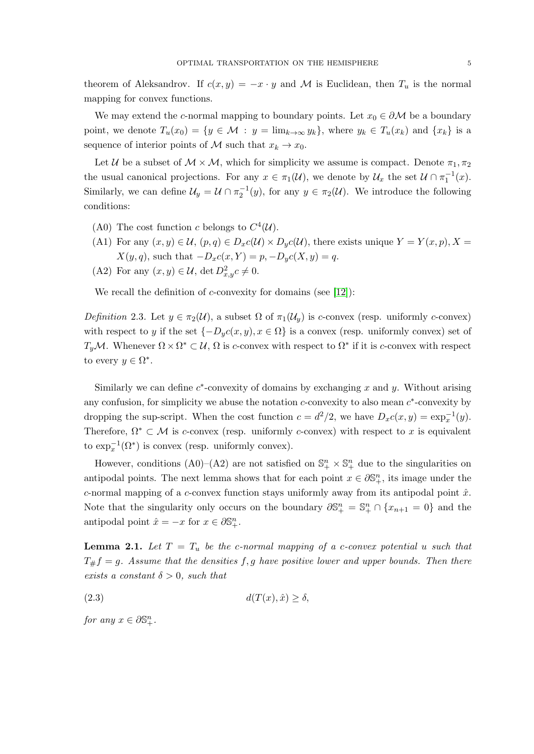theorem of Aleksandrov. If $c(x,y) = -x \cdot y$ and $\mathcal{M}$ is Euclidean, then $T_u$ is the normal mapping for convex functions.

We may extend the $c$-normal mapping to boundary points. Let $x_0 \in \partial\mathcal{M}$ be a boundary point, we denote $T_u(x_0) = \{y \in \mathcal{M} : y = \lim_{k\to\infty} y_k\}$, where $y_k \in T_u(x_k)$ and $\{x_k\}$ is a sequence of interior points of $\mathcal{M}$ such that $x_k \to x_0$.

Let $\mathcal{U}$ be a subset of $\mathcal{M} \times \mathcal{M}$, which for simplicity we assume is compact. Denote $\pi_1, \pi_2$ the usual canonical projections. For any $x \in \pi_1(\mathcal{U})$, we denote by $\mathcal{U}_x$ the set $\mathcal{U} \cap \pi_1^{-1}(x)$. Similarly, we can define $\mathcal{U}_y = \mathcal{U} \cap \pi_2^{-1}(y)$, for any $y \in \pi_2(\mathcal{U})$. We introduce the following conditions:

- (A0) The cost function $c$ belongs to $C^4(\mathcal{U})$.
- (A1) For any $(x,y) \in \mathcal{U}$, $(p,q) \in D_x c(\mathcal{U}) \times D_y c(\mathcal{U})$, there exists unique $Y = Y(x,p), X = X(y,q)$, such that $-D_x c(x,Y) = p, -D_y c(X,y) = q$.
- (A2) For any $(x,y) \in \mathcal{U}$, $\det D^2_{x,y} c \neq 0$.

We recall the definition of $c$-convexity for domains (see [12]):

*Definition* 2.3. Let $y \in \pi_2(\mathcal{U})$, a subset $\Omega$ of $\pi_1(\mathcal{U}_y)$ is $c$-convex (resp. uniformly $c$-convex) with respect to $y$ if the set $\{-D_y c(x,y), x \in \Omega\}$ is a convex (resp. uniformly convex) set of $T_y\mathcal{M}$. Whenever $\Omega \times \Omega^* \subset \mathcal{U}$, $\Omega$ is $c$-convex with respect to $\Omega^*$ if it is $c$-convex with respect to every $y \in \Omega^*$.

Similarly we can define $c^*$-convexity of domains by exchanging $x$ and $y$. Without arising any confusion, for simplicity we abuse the notation $c$-convexity to also mean $c^*$-convexity by dropping the sup-script. When the cost function $c = d^2/2$, we have $D_x c(x,y) = \exp_x^{-1}(y)$. Therefore, $\Omega^* \subset \mathcal{M}$ is $c$-convex (resp. uniformly $c$-convex) with respect to $x$ is equivalent to $\exp_x^{-1}(\Omega^*)$ is convex (resp. uniformly convex).

However, conditions (A0)–(A2) are not satisfied on $\mathbb{S}^n_+ \times \mathbb{S}^n_+$ due to the singularities on antipodal points. The next lemma shows that for each point $x \in \partial\mathbb{S}^n_+$, its image under the $c$-normal mapping of a $c$-convex function stays uniformly away from its antipodal point $\hat{x}$. Note that the singularity only occurs on the boundary $\partial\mathbb{S}^n_+ = \mathbb{S}^n_+ \cap \{x_{n+1} = 0\}$ and the antipodal point $\hat{x} = -x$ for $x \in \partial\mathbb{S}^n_+$.

**Lemma 2.1.** *Let $T = T_u$ be the $c$-normal mapping of a $c$-convex potential $u$ such that $T_\# f = g$. Assume that the densities $f, g$ have positive lower and upper bounds. Then there exists a constant $\delta > 0$, such that*

$$d(T(x), \hat{x}) \geq \delta, \tag{2.3}$$

*for any $x \in \partial\mathbb{S}^n_+$.*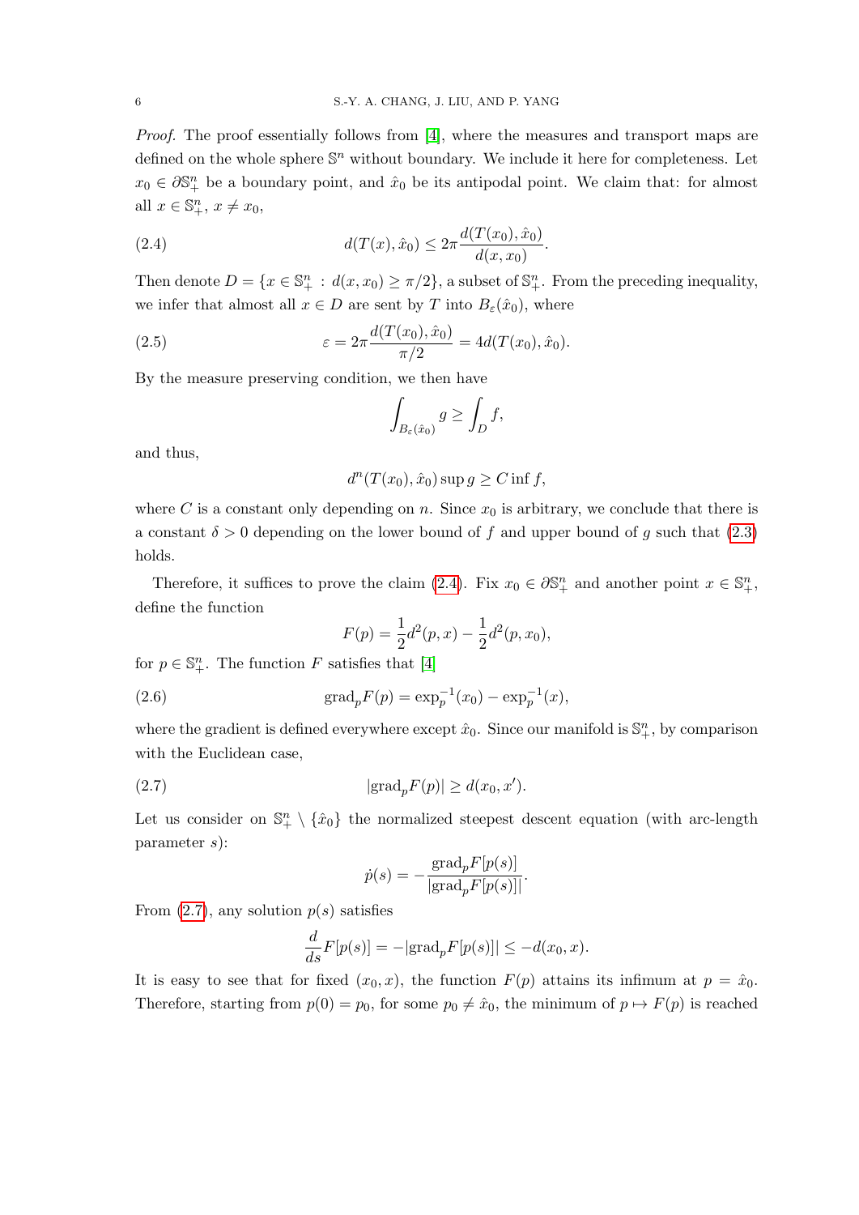*Proof.* The proof essentially follows from [4], where the measures and transport maps are defined on the whole sphere $\mathbb{S}^n$ without boundary. We include it here for completeness. Let $x_0 \in \partial\mathbb{S}^n_+$ be a boundary point, and $\hat{x}_0$ be its antipodal point. We claim that: for almost all $x \in \mathbb{S}^n_+$, $x \neq x_0$,

$$d(T(x), \hat{x}_0) \leq 2\pi \frac{d(T(x_0), \hat{x}_0)}{d(x, x_0)}. \tag{2.4}$$

Then denote $D = \{x \in \mathbb{S}^n_+ : d(x, x_0) \geq \pi/2\}$, a subset of $\mathbb{S}^n_+$. From the preceding inequality, we infer that almost all $x \in D$ are sent by $T$ into $B_\varepsilon(\hat{x}_0)$, where

$$\varepsilon = 2\pi \frac{d(T(x_0), \hat{x}_0)}{\pi/2} = 4d(T(x_0), \hat{x}_0). \tag{2.5}$$

By the measure preserving condition, we then have

$$\int_{B_\varepsilon(\hat{x}_0)} g \geq \int_D f,$$

and thus,

$$d^n(T(x_0), \hat{x}_0) \sup g \geq C \inf f,$$

where $C$ is a constant only depending on $n$. Since $x_0$ is arbitrary, we conclude that there is a constant $\delta > 0$ depending on the lower bound of $f$ and upper bound of $g$ such that (2.3) holds.

Therefore, it suffices to prove the claim (2.4). Fix $x_0 \in \partial\mathbb{S}^n_+$ and another point $x \in \mathbb{S}^n_+$, define the function

$$F(p) = \frac{1}{2}d^2(p, x) - \frac{1}{2}d^2(p, x_0),$$

for $p \in \mathbb{S}^n_+$. The function $F$ satisfies that [4]

$$\mathrm{grad}_p F(p) = \exp_p^{-1}(x_0) - \exp_p^{-1}(x), \tag{2.6}$$

where the gradient is defined everywhere except $\hat{x}_0$. Since our manifold is $\mathbb{S}^n_+$, by comparison with the Euclidean case,

$$|\mathrm{grad}_p F(p)| \geq d(x_0, x'). \tag{2.7}$$

Let us consider on $\mathbb{S}^n_+ \setminus \{\hat{x}_0\}$ the normalized steepest descent equation (with arc-length parameter $s$):

$$\dot{p}(s) = -\frac{\mathrm{grad}_p F[p(s)]}{|\mathrm{grad}_p F[p(s)]|}.$$

From (2.7), any solution $p(s)$ satisfies

$$\frac{d}{ds}F[p(s)] = -|\mathrm{grad}_p F[p(s)]| \leq -d(x_0, x).$$

It is easy to see that for fixed $(x_0, x)$, the function $F(p)$ attains its infimum at $p = \hat{x}_0$. Therefore, starting from $p(0) = p_0$, for some $p_0 \neq \hat{x}_0$, the minimum of $p \mapsto F(p)$ is reached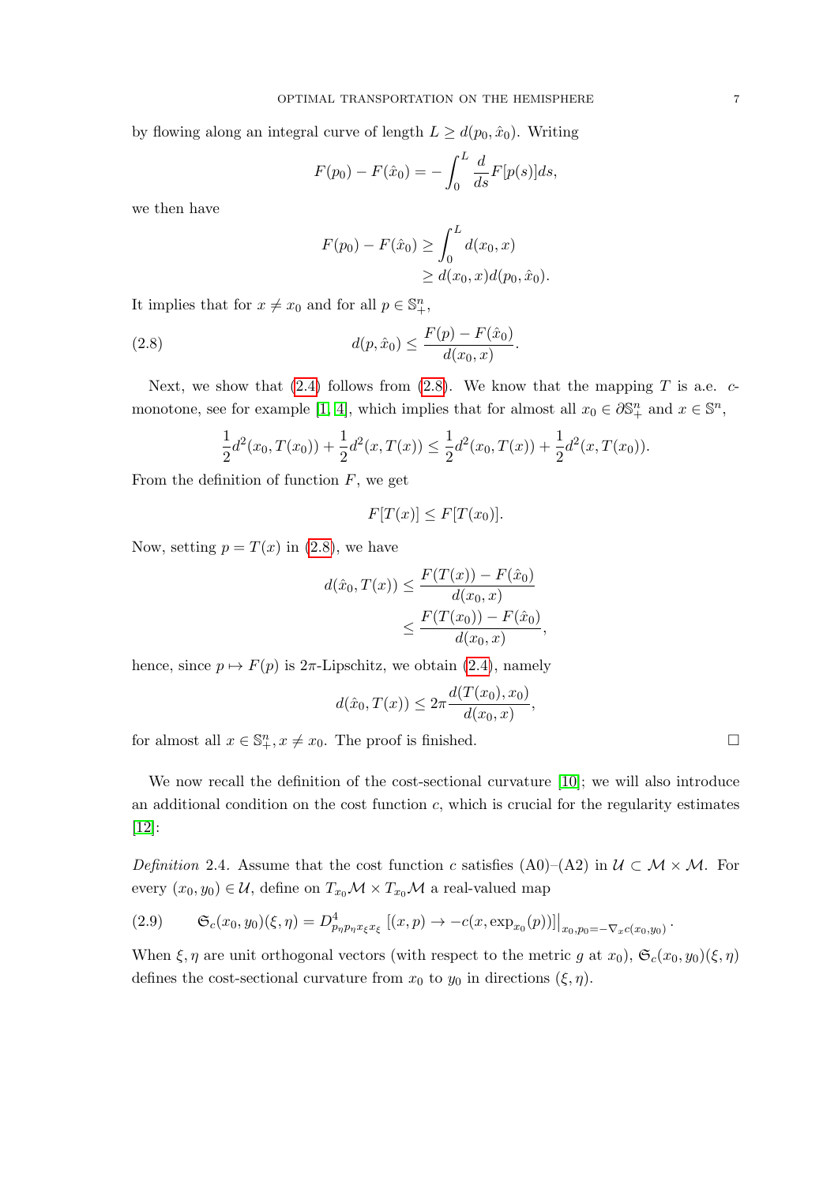by flowing along an integral curve of length $L \geq d(p_0, \hat{x}_0)$. Writing

$$F(p_0) - F(\hat{x}_0) = -\int_0^L \frac{d}{ds} F[p(s)] ds,$$

we then have

$$\begin{aligned} F(p_0) - F(\hat{x}_0) &\geq \int_0^L d(x_0, x) \\ &\geq d(x_0, x) d(p_0, \hat{x}_0). \end{aligned}$$

It implies that for $x \neq x_0$ and for all $p \in \mathbb{S}^n_+$,

$$d(p, \hat{x}_0) \leq \frac{F(p) - F(\hat{x}_0)}{d(x_0, x)}. \tag{2.8}$$

Next, we show that (2.4) follows from (2.8). We know that the mapping $T$ is a.e. $c$-monotone, see for example [1, 4], which implies that for almost all $x_0 \in \partial \mathbb{S}^n_+$ and $x \in \mathbb{S}^n$,

$$\frac{1}{2} d^2(x_0, T(x_0)) + \frac{1}{2} d^2(x, T(x)) \leq \frac{1}{2} d^2(x_0, T(x)) + \frac{1}{2} d^2(x, T(x_0)).$$

From the definition of function $F$, we get

$$F[T(x)] \leq F[T(x_0)].$$

Now, setting $p = T(x)$ in (2.8), we have

$$\begin{aligned} d(\hat{x}_0, T(x)) &\leq \frac{F(T(x)) - F(\hat{x}_0)}{d(x_0, x)} \\ &\leq \frac{F(T(x_0)) - F(\hat{x}_0)}{d(x_0, x)}, \end{aligned}$$

hence, since $p \mapsto F(p)$ is $2\pi$-Lipschitz, we obtain (2.4), namely

$$d(\hat{x}_0, T(x)) \leq 2\pi \frac{d(T(x_0), x_0)}{d(x_0, x)},$$

for almost all $x \in \mathbb{S}^n_+, x \neq x_0$. The proof is finished. □

We now recall the definition of the cost-sectional curvature [10]; we will also introduce an additional condition on the cost function $c$, which is crucial for the regularity estimates [12]:

*Definition* 2.4. Assume that the cost function $c$ satisfies (A0)–(A2) in $\mathcal{U} \subset \mathcal{M} \times \mathcal{M}$. For every $(x_0, y_0) \in \mathcal{U}$, define on $T_{x_0}\mathcal{M} \times T_{x_0}\mathcal{M}$ a real-valued map

$$\mathfrak{S}_c(x_0, y_0)(\xi, \eta) = D^4_{p_\eta p_\eta x_\xi x_\xi} \left[ (x, p) \to -c(x, \exp_{x_0}(p)) \right] \Big|_{x_0, p_0 = -\nabla_x c(x_0, y_0)}. \tag{2.9}$$

When $\xi, \eta$ are unit orthogonal vectors (with respect to the metric $g$ at $x_0$), $\mathfrak{S}_c(x_0, y_0)(\xi, \eta)$ defines the cost-sectional curvature from $x_0$ to $y_0$ in directions $(\xi, \eta)$.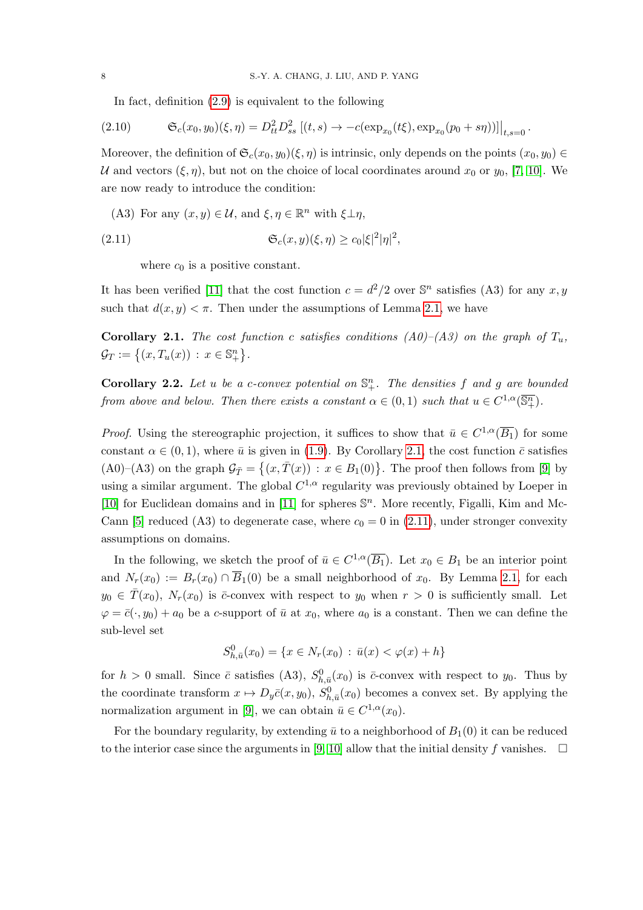In fact, definition (2.9) is equivalent to the following

$$
\mathfrak{S}_c(x_0, y_0)(\xi, \eta) = D^2_{tt} D^2_{ss} \left[(t, s) \to -c(\exp_{x_0}(t\xi), \exp_{x_0}(p_0 + s\eta))\right]\Big|_{t,s=0}. \tag{2.10}
$$

Moreover, the definition of $\mathfrak{S}_c(x_0, y_0)(\xi, \eta)$ is intrinsic, only depends on the points $(x_0, y_0) \in \mathcal{U}$ and vectors $(\xi, \eta)$, but not on the choice of local coordinates around $x_0$ or $y_0$, [7, 10]. We are now ready to introduce the condition:

(A3) For any $(x, y) \in \mathcal{U}$, and $\xi, \eta \in \mathbb{R}^n$ with $\xi \perp \eta$,

$$
\mathfrak{S}_c(x, y)(\xi, \eta) \geq c_0 |\xi|^2 |\eta|^2, \tag{2.11}
$$

where $c_0$ is a positive constant.

It has been verified [11] that the cost function $c = d^2/2$ over $\mathbb{S}^n$ satisfies (A3) for any $x, y$ such that $d(x, y) < \pi$. Then under the assumptions of Lemma 2.1, we have

**Corollary 2.1.** *The cost function $c$ satisfies conditions (A0)–(A3) on the graph of $T_u$, $\mathcal{G}_T := \{(x, T_u(x)) : x \in \mathbb{S}^n_+\}$.*

**Corollary 2.2.** *Let $u$ be a c-convex potential on $\mathbb{S}^n_+$. The densities $f$ and $g$ are bounded from above and below. Then there exists a constant $\alpha \in (0, 1)$ such that $u \in C^{1,\alpha}(\overline{\mathbb{S}^n_+})$.*

*Proof.* Using the stereographic projection, it suffices to show that $\bar{u} \in C^{1,\alpha}(\overline{B_1})$ for some constant $\alpha \in (0, 1)$, where $\bar{u}$ is given in (1.9). By Corollary 2.1, the cost function $\bar{c}$ satisfies (A0)–(A3) on the graph $\mathcal{G}_{\bar{T}} = \{(x, \bar{T}(x)) : x \in B_1(0)\}$. The proof then follows from [9] by using a similar argument. The global $C^{1,\alpha}$ regularity was previously obtained by Loeper in [10] for Euclidean domains and in [11] for spheres $\mathbb{S}^n$. More recently, Figalli, Kim and McCann [5] reduced (A3) to degenerate case, where $c_0 = 0$ in (2.11), under stronger convexity assumptions on domains.

In the following, we sketch the proof of $\bar{u} \in C^{1,\alpha}(\overline{B_1})$. Let $x_0 \in B_1$ be an interior point and $N_r(x_0) := B_r(x_0) \cap \overline{B}_1(0)$ be a small neighborhood of $x_0$. By Lemma 2.1, for each $y_0 \in \bar{T}(x_0)$, $N_r(x_0)$ is $\bar{c}$-convex with respect to $y_0$ when $r > 0$ is sufficiently small. Let $\varphi = \bar{c}(\cdot, y_0) + a_0$ be a $c$-support of $\bar{u}$ at $x_0$, where $a_0$ is a constant. Then we can define the sub-level set

$$
S^0_{h,\bar{u}}(x_0) = \{x \in N_r(x_0) : \bar{u}(x) < \varphi(x) + h\}
$$

for $h > 0$ small. Since $\bar{c}$ satisfies (A3), $S^0_{h,\bar{u}}(x_0)$ is $\bar{c}$-convex with respect to $y_0$. Thus by the coordinate transform $x \mapsto D_y\bar{c}(x, y_0)$, $S^0_{h,\bar{u}}(x_0)$ becomes a convex set. By applying the normalization argument in [9], we can obtain $\bar{u} \in C^{1,\alpha}(x_0)$.

For the boundary regularity, by extending $\bar{u}$ to a neighborhood of $B_1(0)$ it can be reduced to the interior case since the arguments in [9, 10] allow that the initial density $f$ vanishes. $\square$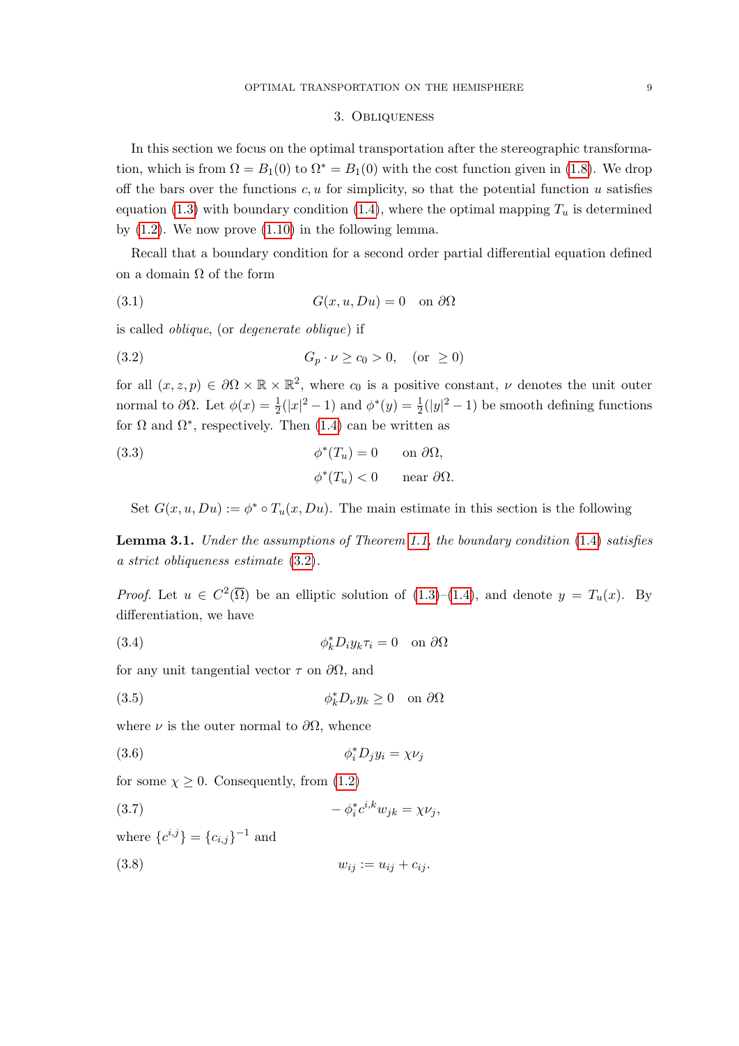## 3. Obliqueness

In this section we focus on the optimal transportation after the stereographic transformation, which is from $\Omega = B_1(0)$ to $\Omega^* = B_1(0)$ with the cost function given in (1.8). We drop off the bars over the functions $c, u$ for simplicity, so that the potential function $u$ satisfies equation (1.3) with boundary condition (1.4), where the optimal mapping $T_u$ is determined by (1.2). We now prove (1.10) in the following lemma.

Recall that a boundary condition for a second order partial differential equation defined on a domain $\Omega$ of the form

$$G(x, u, Du) = 0 \quad \text{on } \partial\Omega \tag{3.1}$$

is called *oblique*, (or *degenerate oblique*) if

$$G_p \cdot \nu \geq c_0 > 0, \quad (\text{or } \geq 0) \tag{3.2}$$

for all $(x, z, p) \in \partial\Omega \times \mathbb{R} \times \mathbb{R}^2$, where $c_0$ is a positive constant, $\nu$ denotes the unit outer normal to $\partial\Omega$. Let $\phi(x) = \frac{1}{2}(|x|^2 - 1)$ and $\phi^*(y) = \frac{1}{2}(|y|^2 - 1)$ be smooth defining functions for $\Omega$ and $\Omega^*$, respectively. Then (1.4) can be written as

$$\begin{aligned} \phi^*(T_u) &= 0 \qquad \text{on } \partial\Omega, \\ \phi^*(T_u) &< 0 \qquad \text{near } \partial\Omega. \end{aligned} \tag{3.3}$$

Set $G(x, u, Du) := \phi^* \circ T_u(x, Du)$. The main estimate in this section is the following

**Lemma 3.1.** *Under the assumptions of Theorem 1.1, the boundary condition (1.4) satisfies a strict obliqueness estimate (3.2).*

*Proof.* Let $u \in C^2(\overline{\Omega})$ be an elliptic solution of (1.3)–(1.4), and denote $y = T_u(x)$. By differentiation, we have

$$\phi^*_k D_i y_k \tau_i = 0 \quad \text{on } \partial\Omega \tag{3.4}$$

for any unit tangential vector $\tau$ on $\partial\Omega$, and

$$\phi^*_k D_\nu y_k \geq 0 \quad \text{on } \partial\Omega \tag{3.5}$$

where $\nu$ is the outer normal to $\partial\Omega$, whence

$$\phi^*_i D_j y_i = \chi \nu_j \tag{3.6}$$

for some $\chi \geq 0$. Consequently, from (1.2)

$$-\phi^*_i c^{i,k} w_{jk} = \chi \nu_j, \tag{3.7}$$

where $\{c^{i,j}\} = \{c_{i,j}\}^{-1}$ and

$$w_{ij} := u_{ij} + c_{ij}. \tag{3.8}$$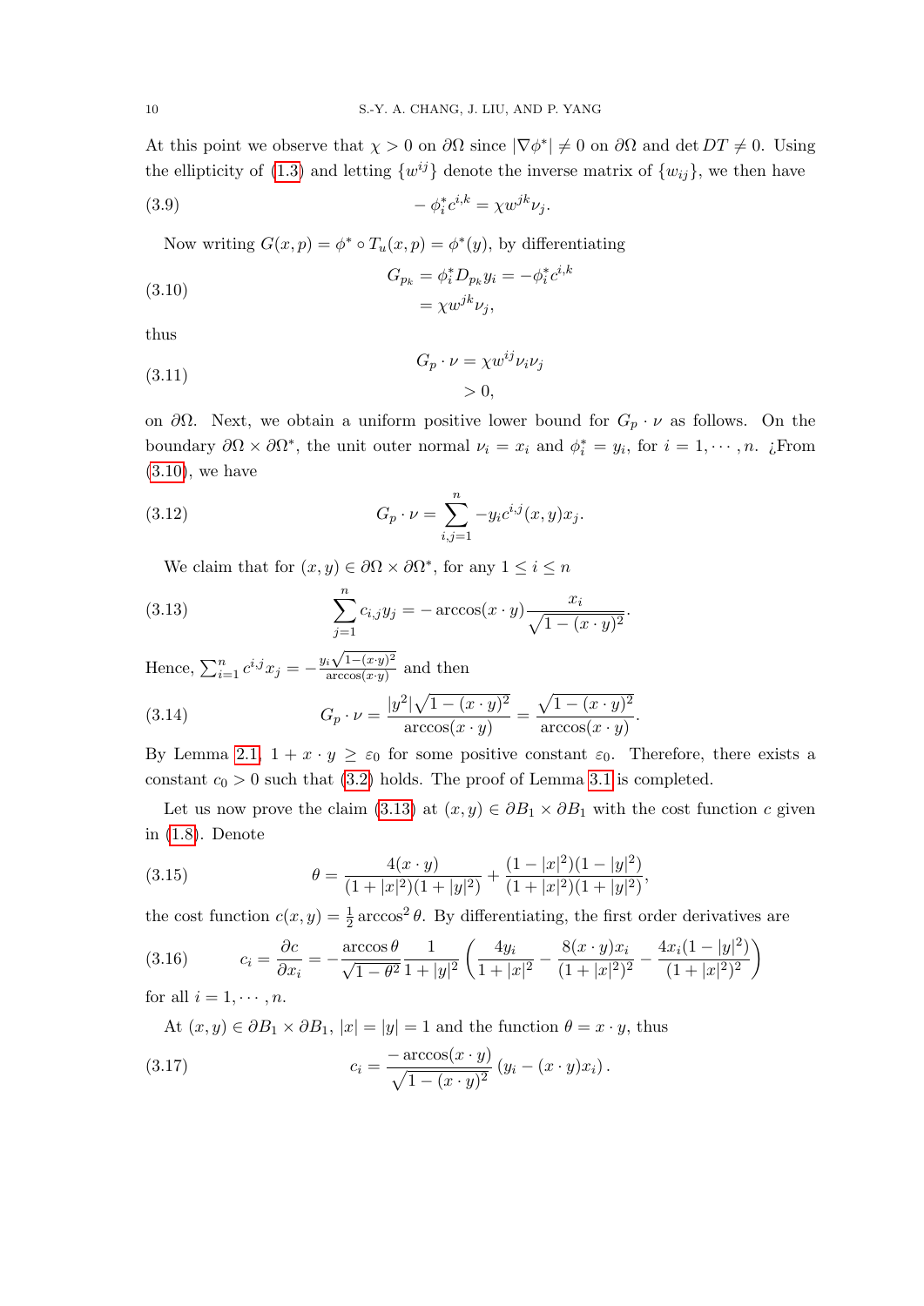At this point we observe that $\chi > 0$ on $\partial\Omega$ since $|\nabla\phi^*| \neq 0$ on $\partial\Omega$ and $\det DT \neq 0$. Using the ellipticity of (1.3) and letting $\{w^{ij}\}$ denote the inverse matrix of $\{w_{ij}\}$, we then have

$$-\phi_i^* c^{i,k} = \chi w^{jk} \nu_j. \tag{3.9}$$

Now writing $G(x,p) = \phi^* \circ T_u(x,p) = \phi^*(y)$, by differentiating

$$\begin{aligned} G_{p_k} &= \phi_i^* D_{p_k} y_i = -\phi_i^* c^{i,k} \\ &= \chi w^{jk} \nu_j, \end{aligned} \tag{3.10}$$

thus

$$\begin{aligned} G_p \cdot \nu &= \chi w^{ij} \nu_i \nu_j \\ &> 0, \end{aligned} \tag{3.11}$$

on $\partial\Omega$. Next, we obtain a uniform positive lower bound for $G_p \cdot \nu$ as follows. On the boundary $\partial\Omega \times \partial\Omega^*$, the unit outer normal $\nu_i = x_i$ and $\phi_i^* = y_i$, for $i = 1, \cdots, n$. ¿From (3.10), we have

$$G_p \cdot \nu = \sum_{i,j=1}^{n} -y_i c^{i,j}(x,y) x_j. \tag{3.12}$$

We claim that for $(x,y) \in \partial\Omega \times \partial\Omega^*$, for any $1 \leq i \leq n$

$$\sum_{j=1}^{n} c_{i,j} y_j = -\arccos(x \cdot y) \frac{x_i}{\sqrt{1-(x\cdot y)^2}}. \tag{3.13}$$

Hence, $\sum_{i=1}^{n} c^{i,j} x_j = -\frac{y_i\sqrt{1-(x\cdot y)^2}}{\arccos(x\cdot y)}$ and then

$$G_p \cdot \nu = \frac{|y^2|\sqrt{1-(x\cdot y)^2}}{\arccos(x\cdot y)} = \frac{\sqrt{1-(x\cdot y)^2}}{\arccos(x\cdot y)}. \tag{3.14}$$

By Lemma 2.1, $1 + x \cdot y \geq \varepsilon_0$ for some positive constant $\varepsilon_0$. Therefore, there exists a constant $c_0 > 0$ such that (3.2) holds. The proof of Lemma 3.1 is completed.

Let us now prove the claim (3.13) at $(x,y) \in \partial B_1 \times \partial B_1$ with the cost function $c$ given in (1.8). Denote

$$\theta = \frac{4(x\cdot y)}{(1+|x|^2)(1+|y|^2)} + \frac{(1-|x|^2)(1-|y|^2)}{(1+|x|^2)(1+|y|^2)}, \tag{3.15}$$

the cost function $c(x,y) = \frac{1}{2}\arccos^2\theta$. By differentiating, the first order derivatives are

$$c_i = \frac{\partial c}{\partial x_i} = -\frac{\arccos\theta}{\sqrt{1-\theta^2}} \frac{1}{1+|y|^2} \left( \frac{4y_i}{1+|x|^2} - \frac{8(x\cdot y)x_i}{(1+|x|^2)^2} - \frac{4x_i(1-|y|^2)}{(1+|x|^2)^2} \right) \tag{3.16}$$

for all $i = 1, \cdots, n$.

At $(x,y) \in \partial B_1 \times \partial B_1$, $|x| = |y| = 1$ and the function $\theta = x \cdot y$, thus

$$c_i = \frac{-\arccos(x\cdot y)}{\sqrt{1-(x\cdot y)^2}} \left( y_i - (x\cdot y) x_i \right). \tag{3.17}$$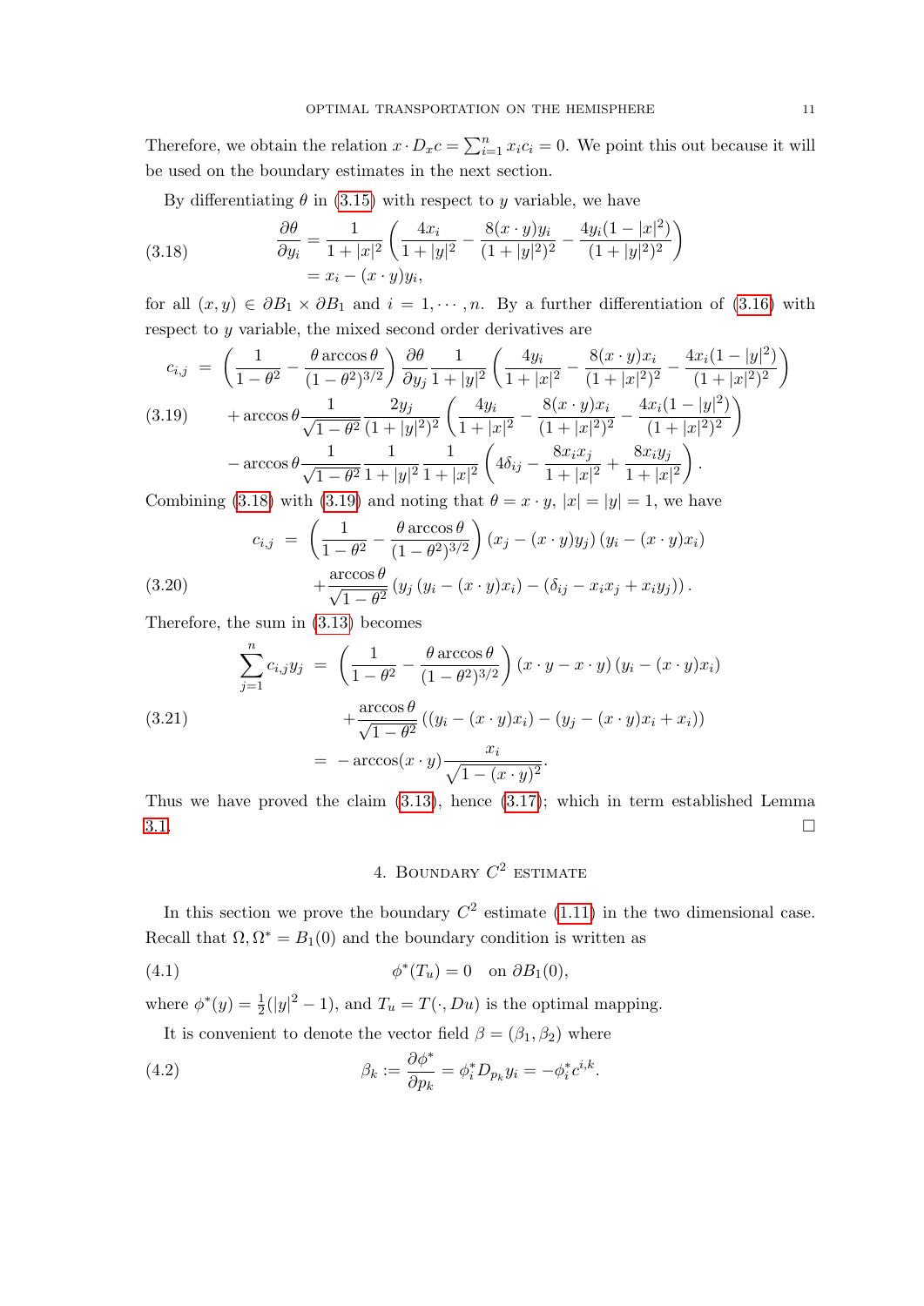Therefore, we obtain the relation $x \cdot D_x c = \sum_{i=1}^n x_i c_i = 0$. We point this out because it will be used on the boundary estimates in the next section.

By differentiating $\theta$ in (3.15) with respect to $y$ variable, we have

$$
\begin{aligned}
\frac{\partial \theta}{\partial y_i} &= \frac{1}{1+|x|^2}\left(\frac{4x_i}{1+|y|^2} - \frac{8(x\cdot y)y_i}{(1+|y|^2)^2} - \frac{4y_i(1-|x|^2)}{(1+|y|^2)^2}\right) \\
&= x_i - (x\cdot y)y_i,
\end{aligned}
\tag{3.18}
$$

for all $(x, y) \in \partial B_1 \times \partial B_1$ and $i = 1, \cdots, n$. By a further differentiation of (3.16) with respect to $y$ variable, the mixed second order derivatives are

$$
\begin{aligned}
c_{i,j} \;=\;& \left(\frac{1}{1-\theta^2} - \frac{\theta \arccos\theta}{(1-\theta^2)^{3/2}}\right)\frac{\partial\theta}{\partial y_j}\frac{1}{1+|y|^2}\left(\frac{4y_i}{1+|x|^2} - \frac{8(x\cdot y)x_i}{(1+|x|^2)^2} - \frac{4x_i(1-|y|^2)}{(1+|x|^2)^2}\right) \\
&+ \arccos\theta \frac{1}{\sqrt{1-\theta^2}}\frac{2y_j}{(1+|y|^2)^2}\left(\frac{4y_i}{1+|x|^2} - \frac{8(x\cdot y)x_i}{(1+|x|^2)^2} - \frac{4x_i(1-|y|^2)}{(1+|x|^2)^2}\right) \\
&- \arccos\theta \frac{1}{\sqrt{1-\theta^2}}\frac{1}{1+|y|^2}\frac{1}{1+|x|^2}\left(4\delta_{ij} - \frac{8x_ix_j}{1+|x|^2} + \frac{8x_iy_j}{1+|x|^2}\right).
\end{aligned}
\tag{3.19}
$$

Combining (3.18) with (3.19) and noting that $\theta = x\cdot y$, $|x| = |y| = 1$, we have

$$
\begin{aligned}
c_{i,j} \;=\;& \left(\frac{1}{1-\theta^2} - \frac{\theta\arccos\theta}{(1-\theta^2)^{3/2}}\right)(x_j - (x\cdot y)y_j)(y_i - (x\cdot y)x_i) \\
&+ \frac{\arccos\theta}{\sqrt{1-\theta^2}}\left(y_j\left(y_i - (x\cdot y)x_i\right) - \left(\delta_{ij} - x_ix_j + x_iy_j\right)\right).
\end{aligned}
\tag{3.20}
$$

Therefore, the sum in (3.13) becomes

$$
\begin{aligned}
\sum_{j=1}^n c_{i,j}y_j \;=\;& \left(\frac{1}{1-\theta^2} - \frac{\theta\arccos\theta}{(1-\theta^2)^{3/2}}\right)(x\cdot y - x\cdot y)(y_i - (x\cdot y)x_i) \\
&+ \frac{\arccos\theta}{\sqrt{1-\theta^2}}\left((y_i - (x\cdot y)x_i) - (y_j - (x\cdot y)x_i + x_i)\right) \\
=\;& -\arccos(x\cdot y)\frac{x_i}{\sqrt{1-(x\cdot y)^2}}.
\end{aligned}
\tag{3.21}
$$

Thus we have proved the claim (3.13), hence (3.17); which in term established Lemma 3.1. $\square$

## 4. Boundary $C^2$ estimate

In this section we prove the boundary $C^2$ estimate (1.11) in the two dimensional case. Recall that $\Omega, \Omega^* = B_1(0)$ and the boundary condition is written as

$$
\phi^*(T_u) = 0 \quad \text{on } \partial B_1(0),
\tag{4.1}
$$

where $\phi^*(y) = \frac{1}{2}(|y|^2 - 1)$, and $T_u = T(\cdot, Du)$ is the optimal mapping.

It is convenient to denote the vector field $\beta = (\beta_1, \beta_2)$ where

$$
\beta_k := \frac{\partial \phi^*}{\partial p_k} = \phi_i^* D_{p_k} y_i = -\phi_i^* c^{i,k}.
\tag{4.2}
$$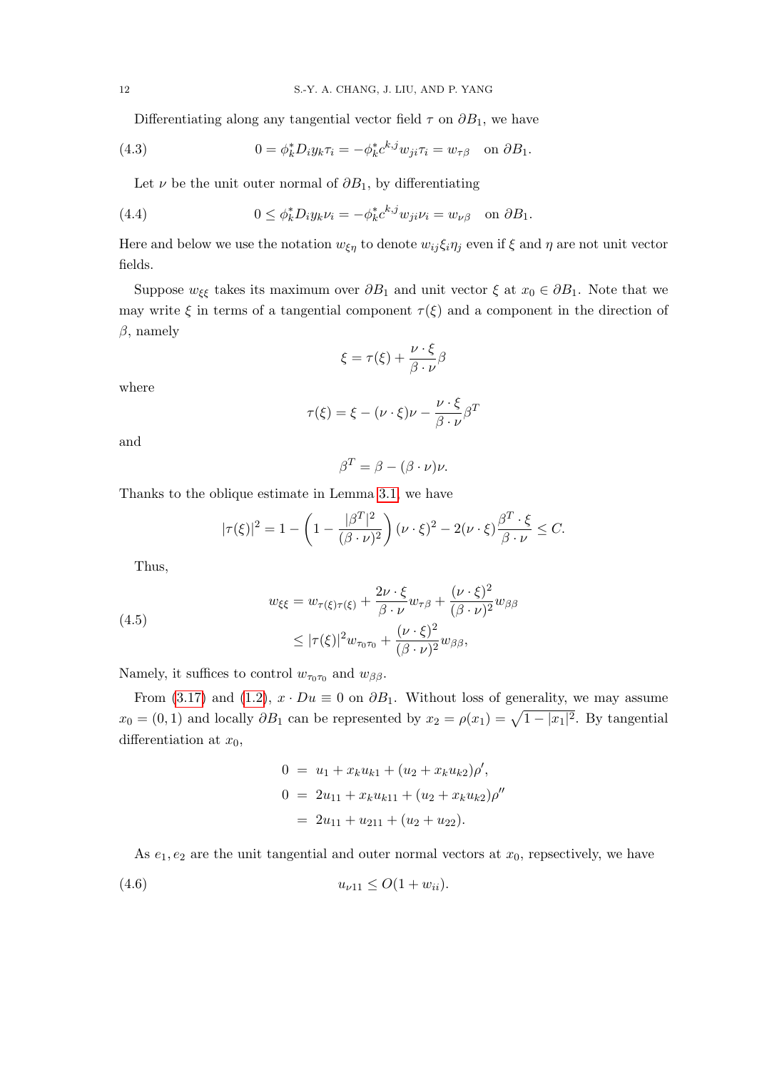Differentiating along any tangential vector field $\tau$ on $\partial B_1$, we have

$$0 = \phi_k^* D_i y_k \tau_i = -\phi_k^* c^{k,j} w_{ji} \tau_i = w_{\tau\beta} \quad \text{on } \partial B_1. \tag{4.3}$$

Let $\nu$ be the unit outer normal of $\partial B_1$, by differentiating

$$0 \le \phi_k^* D_i y_k \nu_i = -\phi_k^* c^{k,j} w_{ji} \nu_i = w_{\nu\beta} \quad \text{on } \partial B_1. \tag{4.4}$$

Here and below we use the notation $w_{\xi\eta}$ to denote $w_{ij}\xi_i\eta_j$ even if $\xi$ and $\eta$ are not unit vector fields.

Suppose $w_{\xi\xi}$ takes its maximum over $\partial B_1$ and unit vector $\xi$ at $x_0 \in \partial B_1$. Note that we may write $\xi$ in terms of a tangential component $\tau(\xi)$ and a component in the direction of $\beta$, namely

$$\xi = \tau(\xi) + \frac{\nu \cdot \xi}{\beta \cdot \nu}\beta$$

where

$$\tau(\xi) = \xi - (\nu \cdot \xi)\nu - \frac{\nu \cdot \xi}{\beta \cdot \nu}\beta^T$$

and

$$\beta^T = \beta - (\beta \cdot \nu)\nu.$$

Thanks to the oblique estimate in Lemma 3.1, we have

$$|\tau(\xi)|^2 = 1 - \left(1 - \frac{|\beta^T|^2}{(\beta \cdot \nu)^2}\right)(\nu \cdot \xi)^2 - 2(\nu \cdot \xi)\frac{\beta^T \cdot \xi}{\beta \cdot \nu} \le C.$$

Thus,

$$\begin{aligned} w_{\xi\xi} &= w_{\tau(\xi)\tau(\xi)} + \frac{2\nu \cdot \xi}{\beta \cdot \nu} w_{\tau\beta} + \frac{(\nu \cdot \xi)^2}{(\beta \cdot \nu)^2} w_{\beta\beta} \\ &\le |\tau(\xi)|^2 w_{\tau_0\tau_0} + \frac{(\nu \cdot \xi)^2}{(\beta \cdot \nu)^2} w_{\beta\beta}, \end{aligned} \tag{4.5}$$

Namely, it suffices to control $w_{\tau_0\tau_0}$ and $w_{\beta\beta}$.

From (3.17) and (1.2), $x \cdot Du \equiv 0$ on $\partial B_1$. Without loss of generality, we may assume $x_0 = (0, 1)$ and locally $\partial B_1$ can be represented by $x_2 = \rho(x_1) = \sqrt{1 - |x_1|^2}$. By tangential differentiation at $x_0$,

$$\begin{aligned} 0 &= u_1 + x_k u_{k1} + (u_2 + x_k u_{k2})\rho', \\ 0 &= 2u_{11} + x_k u_{k11} + (u_2 + x_k u_{k2})\rho'' \\ &= 2u_{11} + u_{211} + (u_2 + u_{22}). \end{aligned}$$

As $e_1, e_2$ are the unit tangential and outer normal vectors at $x_0$, repsectively, we have

$$u_{\nu 11} \le O(1 + w_{ii}). \tag{4.6}$$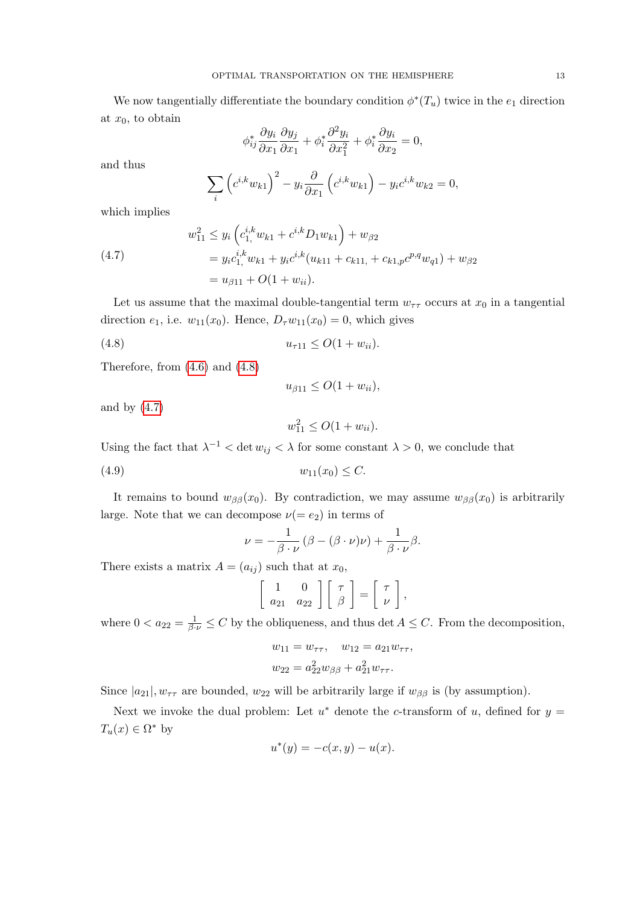We now tangentially differentiate the boundary condition $\phi^*(T_u)$ twice in the $e_1$ direction at $x_0$, to obtain

$$\phi^*_{ij}\frac{\partial y_i}{\partial x_1}\frac{\partial y_j}{\partial x_1} + \phi^*_i \frac{\partial^2 y_i}{\partial x_1^2} + \phi^*_i \frac{\partial y_i}{\partial x_2} = 0,$$

and thus

$$\sum_i \left(c^{i,k} w_{k1}\right)^2 - y_i \frac{\partial}{\partial x_1}\left(c^{i,k} w_{k1}\right) - y_i c^{i,k} w_{k2} = 0,$$

which implies

$$\begin{aligned}
w_{11}^2 &\le y_i \left(c^{i,k}_{1,} w_{k1} + c^{i,k} D_1 w_{k1}\right) + w_{\beta 2} \\
&= y_i c^{i,k}_{1,} w_{k1} + y_i c^{i,k}(u_{k11} + c_{k11,} + c_{k1,p} c^{p,q} w_{q1}) + w_{\beta 2} \qquad (4.7)\\
&= u_{\beta 11} + O(1 + w_{ii}).
\end{aligned}$$

Let us assume that the maximal double-tangential term $w_{\tau\tau}$ occurs at $x_0$ in a tangential direction $e_1$, i.e. $w_{11}(x_0)$. Hence, $D_\tau w_{11}(x_0) = 0$, which gives

$$u_{\tau 11} \le O(1 + w_{ii}). \qquad (4.8)$$

Therefore, from (4.6) and (4.8)

$$u_{\beta 11} \le O(1 + w_{ii}),$$

and by (4.7)

$$w_{11}^2 \le O(1 + w_{ii}).$$

Using the fact that $\lambda^{-1} < \det w_{ij} < \lambda$ for some constant $\lambda > 0$, we conclude that

$$w_{11}(x_0) \le C. \qquad (4.9)$$

It remains to bound $w_{\beta\beta}(x_0)$. By contradiction, we may assume $w_{\beta\beta}(x_0)$ is arbitrarily large. Note that we can decompose $\nu (= e_2)$ in terms of

$$\nu = -\frac{1}{\beta \cdot \nu}\left(\beta - (\beta \cdot \nu)\nu\right) + \frac{1}{\beta \cdot \nu}\beta.$$

There exists a matrix $A = (a_{ij})$ such that at $x_0$,

$$\begin{bmatrix} 1 & 0 \\ a_{21} & a_{22} \end{bmatrix} \begin{bmatrix} \tau \\ \beta \end{bmatrix} = \begin{bmatrix} \tau \\ \nu \end{bmatrix},$$

where $0 < a_{22} = \frac{1}{\beta \cdot \nu} \le C$ by the obliqueness, and thus $\det A \le C$. From the decomposition,

$$\begin{aligned}
w_{11} &= w_{\tau\tau}, \quad w_{12} = a_{21} w_{\tau\tau}, \\
w_{22} &= a_{22}^2 w_{\beta\beta} + a_{21}^2 w_{\tau\tau}.
\end{aligned}$$

Since $|a_{21}|, w_{\tau\tau}$ are bounded, $w_{22}$ will be arbitrarily large if $w_{\beta\beta}$ is (by assumption).

Next we invoke the dual problem: Let $u^*$ denote the $c$-transform of $u$, defined for $y = T_u(x) \in \Omega^*$ by

$$u^*(y) = -c(x, y) - u(x).$$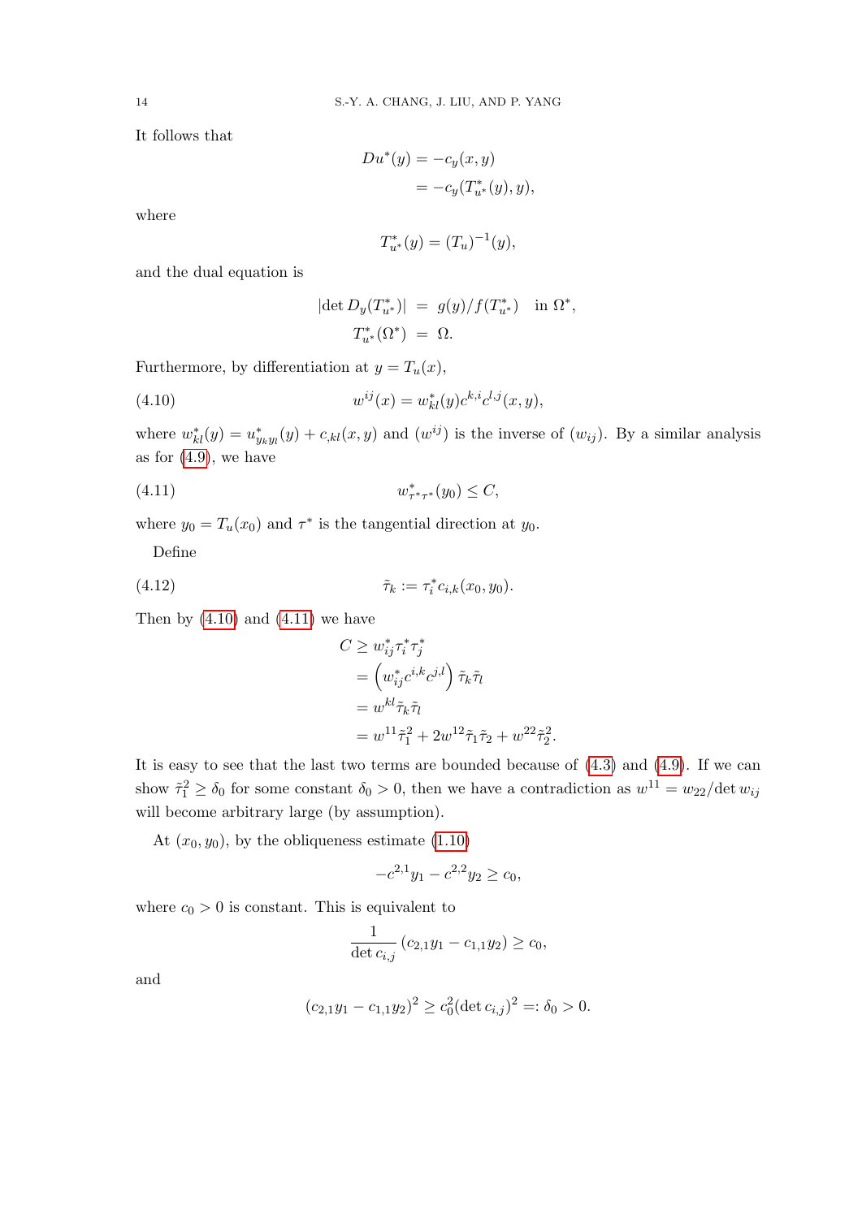It follows that

$$
\begin{aligned}
Du^*(y) &= -c_y(x, y) \\
&= -c_y(T^*_{u^*}(y), y),
\end{aligned}
$$

where

$$
T^*_{u^*}(y) = (T_u)^{-1}(y),
$$

and the dual equation is

$$
\begin{aligned}
|\det D_y(T^*_{u^*})| &= g(y)/f(T^*_{u^*}) \quad \text{in } \Omega^*, \\
T^*_{u^*}(\Omega^*) &= \Omega.
\end{aligned}
$$

Furthermore, by differentiation at $y = T_u(x)$,

$$
w^{ij}(x) = w^*_{kl}(y) c^{k,i} c^{l,j}(x, y), \tag{4.10}
$$

where $w^*_{kl}(y) = u^*_{y_k y_l}(y) + c_{,kl}(x, y)$ and $(w^{ij})$ is the inverse of $(w_{ij})$. By a similar analysis as for (4.9), we have

$$
w^*_{\tau^*\tau^*}(y_0) \le C, \tag{4.11}
$$

where $y_0 = T_u(x_0)$ and $\tau^*$ is the tangential direction at $y_0$.

Define

$$
\tilde{\tau}_k := \tau^*_i c_{i,k}(x_0, y_0). \tag{4.12}
$$

Then by (4.10) and (4.11) we have

$$
\begin{aligned}
C &\ge w^*_{ij} \tau^*_i \tau^*_j \\
&= \left( w^*_{ij} c^{i,k} c^{j,l} \right) \tilde{\tau}_k \tilde{\tau}_l \\
&= w^{kl} \tilde{\tau}_k \tilde{\tau}_l \\
&= w^{11} \tilde{\tau}_1^2 + 2 w^{12} \tilde{\tau}_1 \tilde{\tau}_2 + w^{22} \tilde{\tau}_2^2.
\end{aligned}
$$

It is easy to see that the last two terms are bounded because of (4.3) and (4.9). If we can show $\tilde{\tau}_1^2 \ge \delta_0$ for some constant $\delta_0 > 0$, then we have a contradiction as $w^{11} = w_{22}/\det w_{ij}$ will become arbitrary large (by assumption).

At $(x_0, y_0)$, by the obliqueness estimate (1.10)

$$
-c^{2,1} y_1 - c^{2,2} y_2 \ge c_0,
$$

where $c_0 > 0$ is constant. This is equivalent to

$$
\frac{1}{\det c_{i,j}} \left( c_{2,1} y_1 - c_{1,1} y_2 \right) \ge c_0,
$$

and

$$
(c_{2,1} y_1 - c_{1,1} y_2)^2 \ge c_0^2 (\det c_{i,j})^2 =: \delta_0 > 0.
$$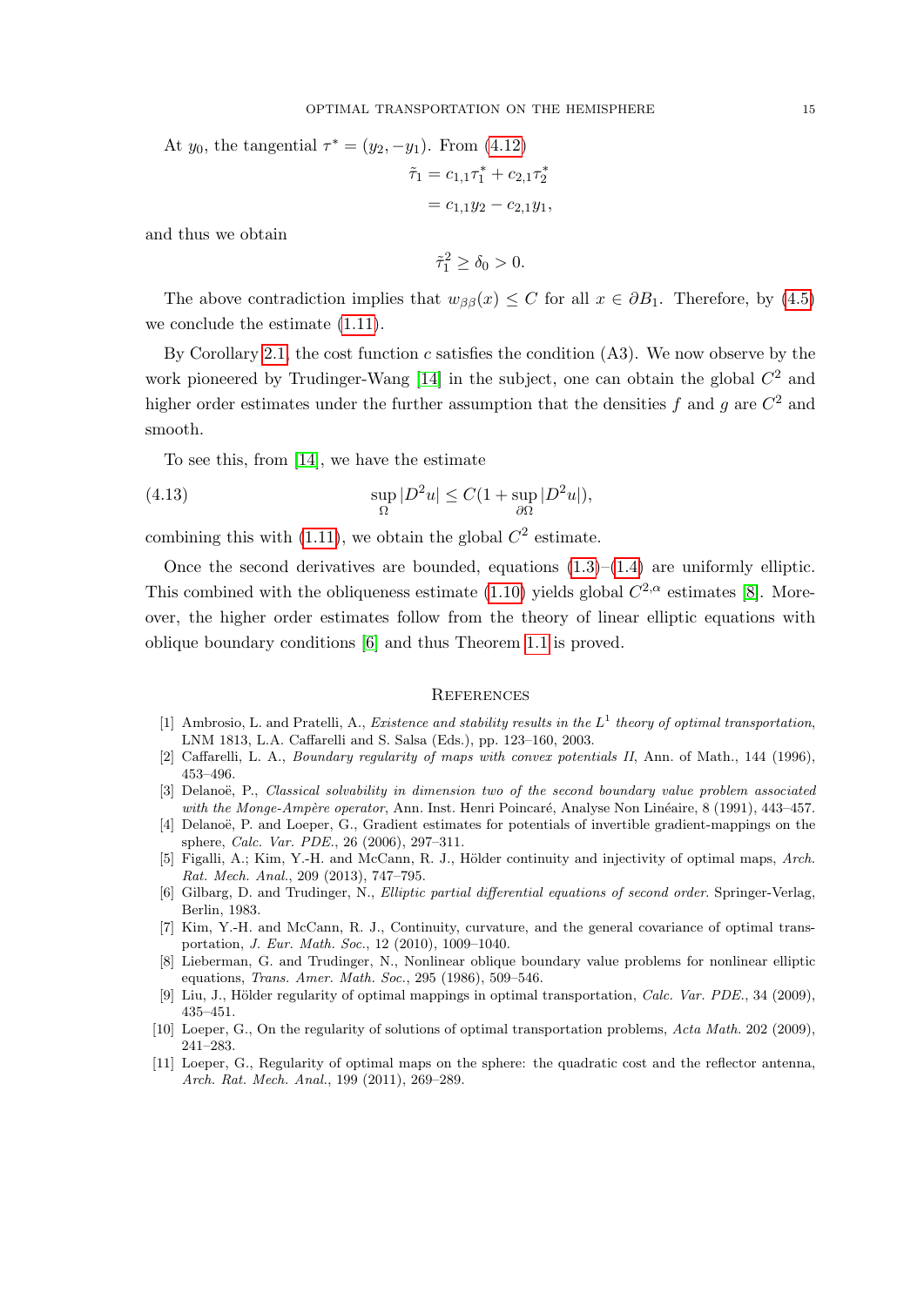At $y_0$, the tangential $\tau^* = (y_2, -y_1)$. From (4.12)

$$\begin{aligned}\tilde{\tau}_1 &= c_{1,1}\tau_1^* + c_{2,1}\tau_2^* \\ &= c_{1,1}y_2 - c_{2,1}y_1,\end{aligned}$$

and thus we obtain

$$\tilde{\tau}_1^2 \geq \delta_0 > 0.$$

The above contradiction implies that $w_{\beta\beta}(x) \leq C$ for all $x \in \partial B_1$. Therefore, by (4.5) we conclude the estimate (1.11).

By Corollary 2.1, the cost function $c$ satisfies the condition (A3). We now observe by the work pioneered by Trudinger-Wang [14] in the subject, one can obtain the global $C^2$ and higher order estimates under the further assumption that the densities $f$ and $g$ are $C^2$ and smooth.

To see this, from [14], we have the estimate

$$\sup_{\Omega} |D^2 u| \leq C(1 + \sup_{\partial\Omega} |D^2 u|), \tag{4.13}$$

combining this with (1.11), we obtain the global $C^2$ estimate.

Once the second derivatives are bounded, equations (1.3)–(1.4) are uniformly elliptic. This combined with the obliqueness estimate (1.10) yields global $C^{2,\alpha}$ estimates [8]. Moreover, the higher order estimates follow from the theory of linear elliptic equations with oblique boundary conditions [6] and thus Theorem 1.1 is proved.

## References

[1] Ambrosio, L. and Pratelli, A., *Existence and stability results in the $L^1$ theory of optimal transportation*, LNM 1813, L.A. Caffarelli and S. Salsa (Eds.), pp. 123–160, 2003.

[2] Caffarelli, L. A., *Boundary regularity of maps with convex potentials II*, Ann. of Math., 144 (1996), 453–496.

[3] Delanoë, P., *Classical solvability in dimension two of the second boundary value problem associated with the Monge-Ampère operator*, Ann. Inst. Henri Poincaré, Analyse Non Linéaire, 8 (1991), 443–457.

[4] Delanoë, P. and Loeper, G., Gradient estimates for potentials of invertible gradient-mappings on the sphere, *Calc. Var. PDE.*, 26 (2006), 297–311.

[5] Figalli, A.; Kim, Y.-H. and McCann, R. J., Hölder continuity and injectivity of optimal maps, *Arch. Rat. Mech. Anal.*, 209 (2013), 747–795.

[6] Gilbarg, D. and Trudinger, N., *Elliptic partial differential equations of second order*. Springer-Verlag, Berlin, 1983.

[7] Kim, Y.-H. and McCann, R. J., Continuity, curvature, and the general covariance of optimal transportation, *J. Eur. Math. Soc.*, 12 (2010), 1009–1040.

[8] Lieberman, G. and Trudinger, N., Nonlinear oblique boundary value problems for nonlinear elliptic equations, *Trans. Amer. Math. Soc.*, 295 (1986), 509–546.

[9] Liu, J., Hölder regularity of optimal mappings in optimal transportation, *Calc. Var. PDE.*, 34 (2009), 435–451.

[10] Loeper, G., On the regularity of solutions of optimal transportation problems, *Acta Math.* 202 (2009), 241–283.

[11] Loeper, G., Regularity of optimal maps on the sphere: the quadratic cost and the reflector antenna, *Arch. Rat. Mech. Anal.*, 199 (2011), 269–289.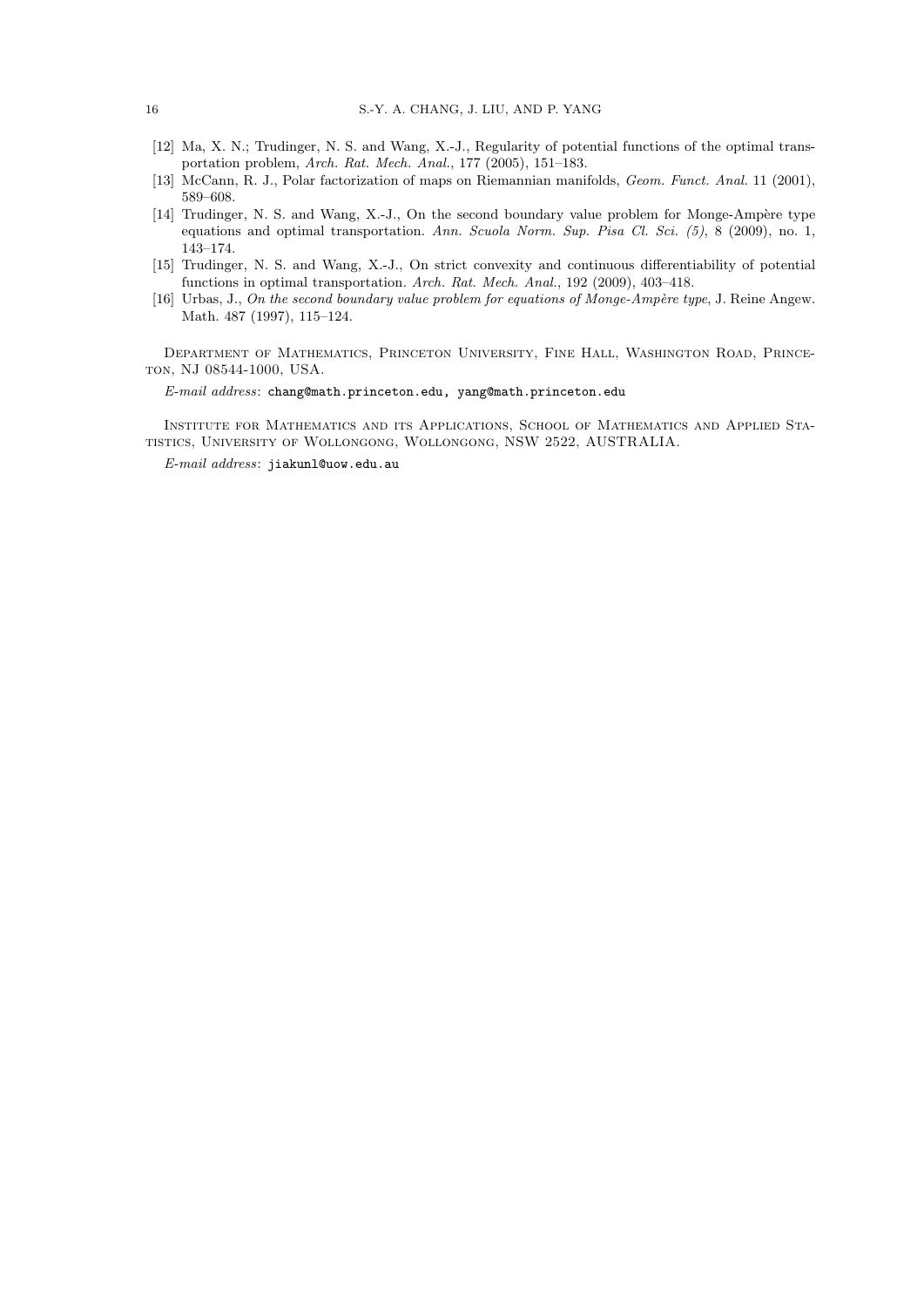[12] Ma, X. N.; Trudinger, N. S. and Wang, X.-J., Regularity of potential functions of the optimal transportation problem, *Arch. Rat. Mech. Anal.*, 177 (2005), 151–183.

[13] McCann, R. J., Polar factorization of maps on Riemannian manifolds, *Geom. Funct. Anal.* 11 (2001), 589–608.

[14] Trudinger, N. S. and Wang, X.-J., On the second boundary value problem for Monge-Ampère type equations and optimal transportation. *Ann. Scuola Norm. Sup. Pisa Cl. Sci. (5)*, 8 (2009), no. 1, 143–174.

[15] Trudinger, N. S. and Wang, X.-J., On strict convexity and continuous differentiability of potential functions in optimal transportation. *Arch. Rat. Mech. Anal.*, 192 (2009), 403–418.

[16] Urbas, J., *On the second boundary value problem for equations of Monge-Ampère type*, J. Reine Angew. Math. 487 (1997), 115–124.

Department of Mathematics, Princeton University, Fine Hall, Washington Road, Princeton, NJ 08544-1000, USA.

*E-mail address*: chang@math.princeton.edu, yang@math.princeton.edu

Institute for Mathematics and its Applications, School of Mathematics and Applied Statistics, University of Wollongong, Wollongong, NSW 2522, AUSTRALIA.

*E-mail address*: jiakunl@uow.edu.au